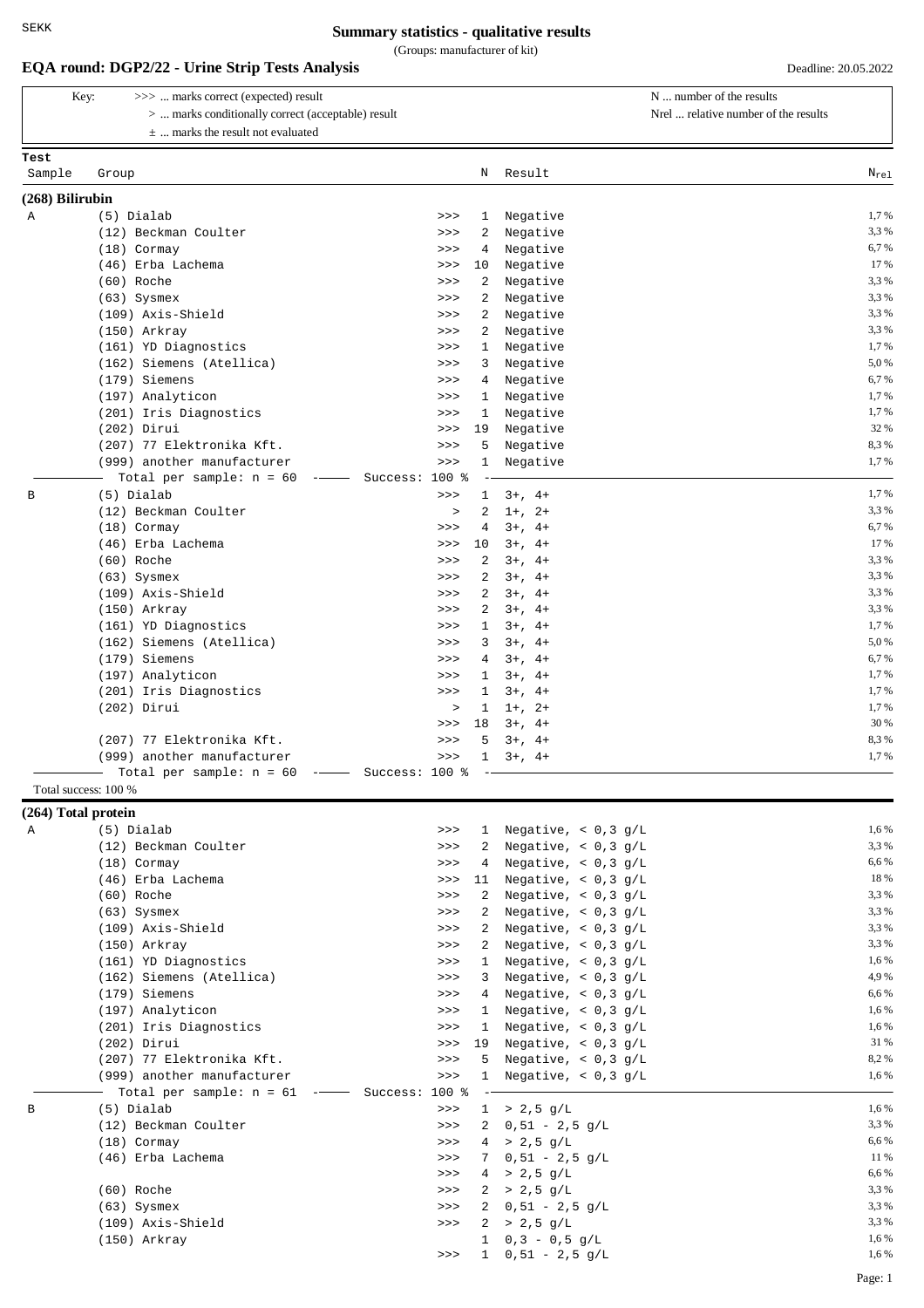SEKK

# Summary statistics - qualitative results

(Groups: manufacturer of kit)

## EQA round: DGP2/22 - Urine Strip Tests Analysis

Deadline: 20.05.2022

| Key: | |
|---|---|
| >>> ... marks correct (expected) result | N ... number of the results |
| > ... marks conditionally correct (acceptable) result | Nrel ... relative number of the results |
| ± ... marks the result not evaluated | |

### (268) Bilirubin

| Test Sample | Group | | N | Result | $N_{rel}$ |
|---|---|---|---|---|---|
| A | (5) Dialab | >>> | 1 | Negative | 1,7 % |
| | (12) Beckman Coulter | >>> | 2 | Negative | 3,3 % |
| | (18) Cormay | >>> | 4 | Negative | 6,7 % |
| | (46) Erba Lachema | >>> | 10 | Negative | 17 % |
| | (60) Roche | >>> | 2 | Negative | 3,3 % |
| | (63) Sysmex | >>> | 2 | Negative | 3,3 % |
| | (109) Axis-Shield | >>> | 2 | Negative | 3,3 % |
| | (150) Arkray | >>> | 2 | Negative | 3,3 % |
| | (161) YD Diagnostics | >>> | 1 | Negative | 1,7 % |
| | (162) Siemens (Atellica) | >>> | 3 | Negative | 5,0 % |
| | (179) Siemens | >>> | 4 | Negative | 6,7 % |
| | (197) Analyticon | >>> | 1 | Negative | 1,7 % |
| | (201) Iris Diagnostics | >>> | 1 | Negative | 1,7 % |
| | (202) Dirui | >>> | 19 | Negative | 32 % |
| | (207) 77 Elektronika Kft. | >>> | 5 | Negative | 8,3 % |
| | (999) another manufacturer | >>> | 1 | Negative | 1,7 % |
| | Total per sample: n = 60 | Success: 100 % | | | |
| B | (5) Dialab | >>> | 1 | 3+, 4+ | 1,7 % |
| | (12) Beckman Coulter | > | 2 | 1+, 2+ | 3,3 % |
| | (18) Cormay | >>> | 4 | 3+, 4+ | 6,7 % |
| | (46) Erba Lachema | >>> | 10 | 3+, 4+ | 17 % |
| | (60) Roche | >>> | 2 | 3+, 4+ | 3,3 % |
| | (63) Sysmex | >>> | 2 | 3+, 4+ | 3,3 % |
| | (109) Axis-Shield | >>> | 2 | 3+, 4+ | 3,3 % |
| | (150) Arkray | >>> | 2 | 3+, 4+ | 3,3 % |
| | (161) YD Diagnostics | >>> | 1 | 3+, 4+ | 1,7 % |
| | (162) Siemens (Atellica) | >>> | 3 | 3+, 4+ | 5,0 % |
| | (179) Siemens | >>> | 4 | 3+, 4+ | 6,7 % |
| | (197) Analyticon | >>> | 1 | 3+, 4+ | 1,7 % |
| | (201) Iris Diagnostics | >>> | 1 | 3+, 4+ | 1,7 % |
| | (202) Dirui | > | 1 | 1+, 2+ | 1,7 % |
| | | >>> | 18 | 3+, 4+ | 30 % |
| | (207) 77 Elektronika Kft. | >>> | 5 | 3+, 4+ | 8,3 % |
| | (999) another manufacturer | >>> | 1 | 3+, 4+ | 1,7 % |
| | Total per sample: n = 60 | Success: 100 % | | | |

Total success: 100 %

### (264) Total protein

| Test Sample | Group | | N | Result | $N_{rel}$ |
|---|---|---|---|---|---|
| A | (5) Dialab | >>> | 1 | Negative, < 0,3 g/L | 1,6 % |
| | (12) Beckman Coulter | >>> | 2 | Negative, < 0,3 g/L | 3,3 % |
| | (18) Cormay | >>> | 4 | Negative, < 0,3 g/L | 6,6 % |
| | (46) Erba Lachema | >>> | 11 | Negative, < 0,3 g/L | 18 % |
| | (60) Roche | >>> | 2 | Negative, < 0,3 g/L | 3,3 % |
| | (63) Sysmex | >>> | 2 | Negative, < 0,3 g/L | 3,3 % |
| | (109) Axis-Shield | >>> | 2 | Negative, < 0,3 g/L | 3,3 % |
| | (150) Arkray | >>> | 2 | Negative, < 0,3 g/L | 3,3 % |
| | (161) YD Diagnostics | >>> | 1 | Negative, < 0,3 g/L | 1,6 % |
| | (162) Siemens (Atellica) | >>> | 3 | Negative, < 0,3 g/L | 4,9 % |
| | (179) Siemens | >>> | 4 | Negative, < 0,3 g/L | 6,6 % |
| | (197) Analyticon | >>> | 1 | Negative, < 0,3 g/L | 1,6 % |
| | (201) Iris Diagnostics | >>> | 1 | Negative, < 0,3 g/L | 1,6 % |
| | (202) Dirui | >>> | 19 | Negative, < 0,3 g/L | 31 % |
| | (207) 77 Elektronika Kft. | >>> | 5 | Negative, < 0,3 g/L | 8,2 % |
| | (999) another manufacturer | >>> | 1 | Negative, < 0,3 g/L | 1,6 % |
| | Total per sample: n = 61 | Success: 100 % | | | |
| B | (5) Dialab | >>> | 1 | > 2,5 g/L | 1,6 % |
| | (12) Beckman Coulter | >>> | 2 | 0,51 - 2,5 g/L | 3,3 % |
| | (18) Cormay | >>> | 4 | > 2,5 g/L | 6,6 % |
| | (46) Erba Lachema | >>> | 7 | 0,51 - 2,5 g/L | 11 % |
| | | >>> | 4 | > 2,5 g/L | 6,6 % |
| | (60) Roche | >>> | 2 | > 2,5 g/L | 3,3 % |
| | (63) Sysmex | >>> | 2 | 0,51 - 2,5 g/L | 3,3 % |
| | (109) Axis-Shield | >>> | 2 | > 2,5 g/L | 3,3 % |
| | (150) Arkray | | 1 | 0,3 - 0,5 g/L | 1,6 % |
| | | >>> | 1 | 0,51 - 2,5 g/L | 1,6 % |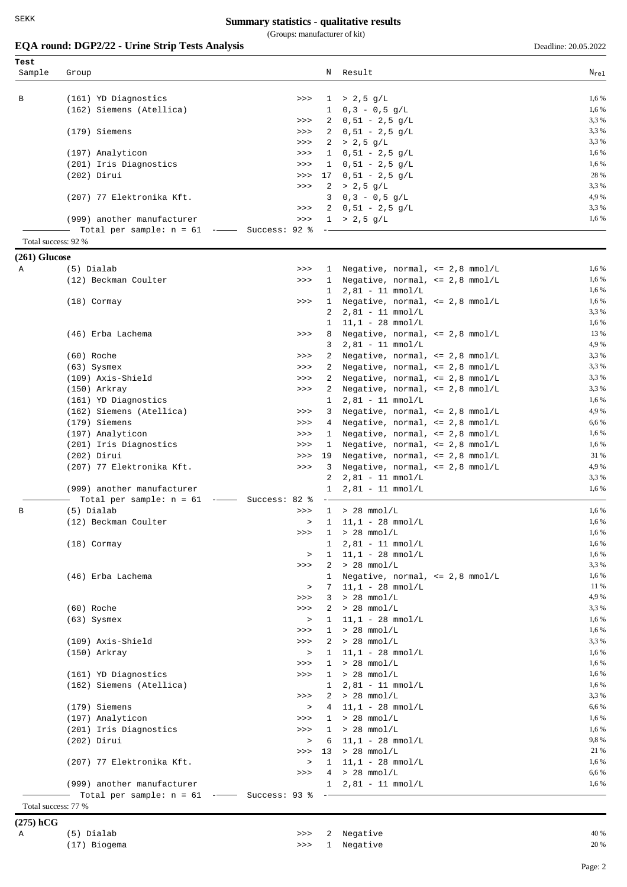# Summary statistics - qualitative results

(Groups: manufacturer of kit)

## EQA round: DGP2/22 - Urine Strip Tests Analysis

Deadline: 20.05.2022

| Sample | Group | | N | Result | $N_{rel}$ |
|---|---|---|---|---|---|
| B | (161) YD Diagnostics | >>> | 1 | > 2,5 g/L | 1,6 % |
| | (162) Siemens (Atellica) | | 1 | 0,3 - 0,5 g/L | 1,6 % |
| | | >>> | 2 | 0,51 - 2,5 g/L | 3,3 % |
| | (179) Siemens | >>> | 2 | 0,51 - 2,5 g/L | 3,3 % |
| | | >>> | 2 | > 2,5 g/L | 3,3 % |
| | (197) Analyticon | >>> | 1 | 0,51 - 2,5 g/L | 1,6 % |
| | (201) Iris Diagnostics | >>> | 1 | 0,51 - 2,5 g/L | 1,6 % |
| | (202) Dirui | >>> | 17 | 0,51 - 2,5 g/L | 28 % |
| | | >>> | 2 | > 2,5 g/L | 3,3 % |
| | (207) 77 Elektronika Kft. | | 3 | 0,3 - 0,5 g/L | 4,9 % |
| | | >>> | 2 | 0,51 - 2,5 g/L | 3,3 % |
| | (999) another manufacturer | >>> | 1 | > 2,5 g/L | 1,6 % |
| | Total per sample: n = 61 | Success: 92 % | | | |

Total success: 92 %

### (261) Glucose

| Sample | Group | | N | Result | $N_{rel}$ |
|---|---|---|---|---|---|
| A | (5) Dialab | >>> | 1 | Negative, normal, <= 2,8 mmol/L | 1,6 % |
| | (12) Beckman Coulter | >>> | 1 | Negative, normal, <= 2,8 mmol/L | 1,6 % |
| | | | 1 | 2,81 - 11 mmol/L | 1,6 % |
| | (18) Cormay | >>> | 1 | Negative, normal, <= 2,8 mmol/L | 1,6 % |
| | | | 2 | 2,81 - 11 mmol/L | 3,3 % |
| | | | 1 | 11,1 - 28 mmol/L | 1,6 % |
| | (46) Erba Lachema | >>> | 8 | Negative, normal, <= 2,8 mmol/L | 13 % |
| | | | 3 | 2,81 - 11 mmol/L | 4,9 % |
| | (60) Roche | >>> | 2 | Negative, normal, <= 2,8 mmol/L | 3,3 % |
| | (63) Sysmex | >>> | 2 | Negative, normal, <= 2,8 mmol/L | 3,3 % |
| | (109) Axis-Shield | >>> | 2 | Negative, normal, <= 2,8 mmol/L | 3,3 % |
| | (150) Arkray | >>> | 2 | Negative, normal, <= 2,8 mmol/L | 3,3 % |
| | (161) YD Diagnostics | | 1 | 2,81 - 11 mmol/L | 1,6 % |
| | (162) Siemens (Atellica) | >>> | 3 | Negative, normal, <= 2,8 mmol/L | 4,9 % |
| | (179) Siemens | >>> | 4 | Negative, normal, <= 2,8 mmol/L | 6,6 % |
| | (197) Analyticon | >>> | 1 | Negative, normal, <= 2,8 mmol/L | 1,6 % |
| | (201) Iris Diagnostics | >>> | 1 | Negative, normal, <= 2,8 mmol/L | 1,6 % |
| | (202) Dirui | >>> | 19 | Negative, normal, <= 2,8 mmol/L | 31 % |
| | (207) 77 Elektronika Kft. | >>> | 3 | Negative, normal, <= 2,8 mmol/L | 4,9 % |
| | | | 2 | 2,81 - 11 mmol/L | 3,3 % |
| | (999) another manufacturer | | 1 | 2,81 - 11 mmol/L | 1,6 % |
| | Total per sample: n = 61 | Success: 82 % | | | |
| B | (5) Dialab | >>> | 1 | > 28 mmol/L | 1,6 % |
| | (12) Beckman Coulter | > | 1 | 11,1 - 28 mmol/L | 1,6 % |
| | | >>> | 1 | > 28 mmol/L | 1,6 % |
| | (18) Cormay | | 1 | 2,81 - 11 mmol/L | 1,6 % |
| | | > | 1 | 11,1 - 28 mmol/L | 1,6 % |
| | | >>> | 2 | > 28 mmol/L | 3,3 % |
| | (46) Erba Lachema | | 1 | Negative, normal, <= 2,8 mmol/L | 1,6 % |
| | | > | 7 | 11,1 - 28 mmol/L | 11 % |
| | | >>> | 3 | > 28 mmol/L | 4,9 % |
| | (60) Roche | >>> | 2 | > 28 mmol/L | 3,3 % |
| | (63) Sysmex | > | 1 | 11,1 - 28 mmol/L | 1,6 % |
| | | >>> | 1 | > 28 mmol/L | 1,6 % |
| | (109) Axis-Shield | >>> | 2 | > 28 mmol/L | 3,3 % |
| | (150) Arkray | > | 1 | 11,1 - 28 mmol/L | 1,6 % |
| | | >>> | 1 | > 28 mmol/L | 1,6 % |
| | (161) YD Diagnostics | >>> | 1 | > 28 mmol/L | 1,6 % |
| | (162) Siemens (Atellica) | | 1 | 2,81 - 11 mmol/L | 1,6 % |
| | | >>> | 2 | > 28 mmol/L | 3,3 % |
| | (179) Siemens | > | 4 | 11,1 - 28 mmol/L | 6,6 % |
| | (197) Analyticon | >>> | 1 | > 28 mmol/L | 1,6 % |
| | (201) Iris Diagnostics | >>> | 1 | > 28 mmol/L | 1,6 % |
| | (202) Dirui | > | 6 | 11,1 - 28 mmol/L | 9,8 % |
| | | >>> | 13 | > 28 mmol/L | 21 % |
| | (207) 77 Elektronika Kft. | > | 1 | 11,1 - 28 mmol/L | 1,6 % |
| | | >>> | 4 | > 28 mmol/L | 6,6 % |
| | (999) another manufacturer | | 1 | 2,81 - 11 mmol/L | 1,6 % |
| | Total per sample: n = 61 | Success: 93 % | | | |

Total success: 77 %

### (275) hCG

| Sample | Group | | N | Result | $N_{rel}$ |
|---|---|---|---|---|---|
| A | (5) Dialab | >>> | 2 | Negative | 40 % |
| | (17) Biogema | >>> | 1 | Negative | 20 % |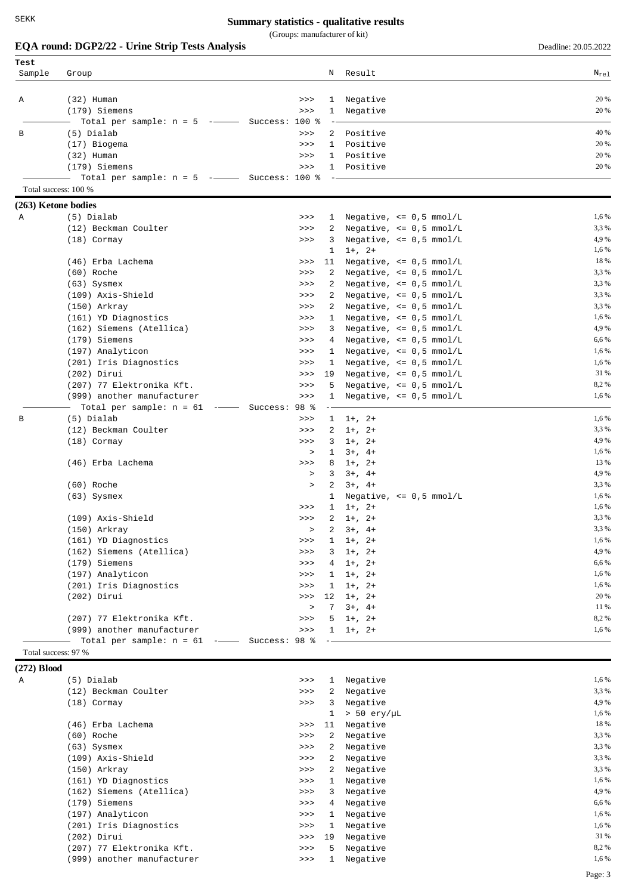# Summary statistics - qualitative results

(Groups: manufacturer of kit)

## EQA round: DGP2/22 - Urine Strip Tests Analysis

Deadline: 20.05.2022

| Sample | Group | | N | Result | $N_{rel}$ |
|---|---|---|---|---|---|
| A | (32) Human | >>> | 1 | Negative | 20 % |
| | (179) Siemens | >>> | 1 | Negative | 20 % |
| | Total per sample: n = 5 | Success: 100 % | | | |
| B | (5) Dialab | >>> | 2 | Positive | 40 % |
| | (17) Biogema | >>> | 1 | Positive | 20 % |
| | (32) Human | >>> | 1 | Positive | 20 % |
| | (179) Siemens | >>> | 1 | Positive | 20 % |
| | Total per sample: n = 5 | Success: 100 % | | | |

Total success: 100 %

### (263) Ketone bodies

| Sample | Group | | N | Result | $N_{rel}$ |
|---|---|---|---|---|---|
| A | (5) Dialab | >>> | 1 | Negative, <= 0,5 mmol/L | 1,6 % |
| | (12) Beckman Coulter | >>> | 2 | Negative, <= 0,5 mmol/L | 3,3 % |
| | (18) Cormay | >>> | 3 | Negative, <= 0,5 mmol/L | 4,9 % |
| | | | 1 | 1+, 2+ | 1,6 % |
| | (46) Erba Lachema | >>> | 11 | Negative, <= 0,5 mmol/L | 18 % |
| | (60) Roche | >>> | 2 | Negative, <= 0,5 mmol/L | 3,3 % |
| | (63) Sysmex | >>> | 2 | Negative, <= 0,5 mmol/L | 3,3 % |
| | (109) Axis-Shield | >>> | 2 | Negative, <= 0,5 mmol/L | 3,3 % |
| | (150) Arkray | >>> | 2 | Negative, <= 0,5 mmol/L | 3,3 % |
| | (161) YD Diagnostics | >>> | 1 | Negative, <= 0,5 mmol/L | 1,6 % |
| | (162) Siemens (Atellica) | >>> | 3 | Negative, <= 0,5 mmol/L | 4,9 % |
| | (179) Siemens | >>> | 4 | Negative, <= 0,5 mmol/L | 6,6 % |
| | (197) Analyticon | >>> | 1 | Negative, <= 0,5 mmol/L | 1,6 % |
| | (201) Iris Diagnostics | >>> | 1 | Negative, <= 0,5 mmol/L | 1,6 % |
| | (202) Dirui | >>> | 19 | Negative, <= 0,5 mmol/L | 31 % |
| | (207) 77 Elektronika Kft. | >>> | 5 | Negative, <= 0,5 mmol/L | 8,2 % |
| | (999) another manufacturer | >>> | 1 | Negative, <= 0,5 mmol/L | 1,6 % |
| | Total per sample: n = 61 | Success: 98 % | | | |
| B | (5) Dialab | >>> | 1 | 1+, 2+ | 1,6 % |
| | (12) Beckman Coulter | >>> | 2 | 1+, 2+ | 3,3 % |
| | (18) Cormay | >>> | 3 | 1+, 2+ | 4,9 % |
| | | > | 1 | 3+, 4+ | 1,6 % |
| | (46) Erba Lachema | >>> | 8 | 1+, 2+ | 13 % |
| | | > | 3 | 3+, 4+ | 4,9 % |
| | (60) Roche | > | 2 | 3+, 4+ | 3,3 % |
| | (63) Sysmex | | 1 | Negative, <= 0,5 mmol/L | 1,6 % |
| | | >>> | 1 | 1+, 2+ | 1,6 % |
| | (109) Axis-Shield | >>> | 2 | 1+, 2+ | 3,3 % |
| | (150) Arkray | > | 2 | 3+, 4+ | 3,3 % |
| | (161) YD Diagnostics | >>> | 1 | 1+, 2+ | 1,6 % |
| | (162) Siemens (Atellica) | >>> | 3 | 1+, 2+ | 4,9 % |
| | (179) Siemens | >>> | 4 | 1+, 2+ | 6,6 % |
| | (197) Analyticon | >>> | 1 | 1+, 2+ | 1,6 % |
| | (201) Iris Diagnostics | >>> | 1 | 1+, 2+ | 1,6 % |
| | (202) Dirui | >>> | 12 | 1+, 2+ | 20 % |
| | | > | 7 | 3+, 4+ | 11 % |
| | (207) 77 Elektronika Kft. | >>> | 5 | 1+, 2+ | 8,2 % |
| | (999) another manufacturer | >>> | 1 | 1+, 2+ | 1,6 % |
| | Total per sample: n = 61 | Success: 98 % | | | |

Total success: 97 %

### (272) Blood

| Sample | Group | | N | Result | $N_{rel}$ |
|---|---|---|---|---|---|
| A | (5) Dialab | >>> | 1 | Negative | 1,6 % |
| | (12) Beckman Coulter | >>> | 2 | Negative | 3,3 % |
| | (18) Cormay | >>> | 3 | Negative | 4,9 % |
| | | | 1 | > 50 ery/µL | 1,6 % |
| | (46) Erba Lachema | >>> | 11 | Negative | 18 % |
| | (60) Roche | >>> | 2 | Negative | 3,3 % |
| | (63) Sysmex | >>> | 2 | Negative | 3,3 % |
| | (109) Axis-Shield | >>> | 2 | Negative | 3,3 % |
| | (150) Arkray | >>> | 2 | Negative | 3,3 % |
| | (161) YD Diagnostics | >>> | 1 | Negative | 1,6 % |
| | (162) Siemens (Atellica) | >>> | 3 | Negative | 4,9 % |
| | (179) Siemens | >>> | 4 | Negative | 6,6 % |
| | (197) Analyticon | >>> | 1 | Negative | 1,6 % |
| | (201) Iris Diagnostics | >>> | 1 | Negative | 1,6 % |
| | (202) Dirui | >>> | 19 | Negative | 31 % |
| | (207) 77 Elektronika Kft. | >>> | 5 | Negative | 8,2 % |
| | (999) another manufacturer | >>> | 1 | Negative | 1,6 % |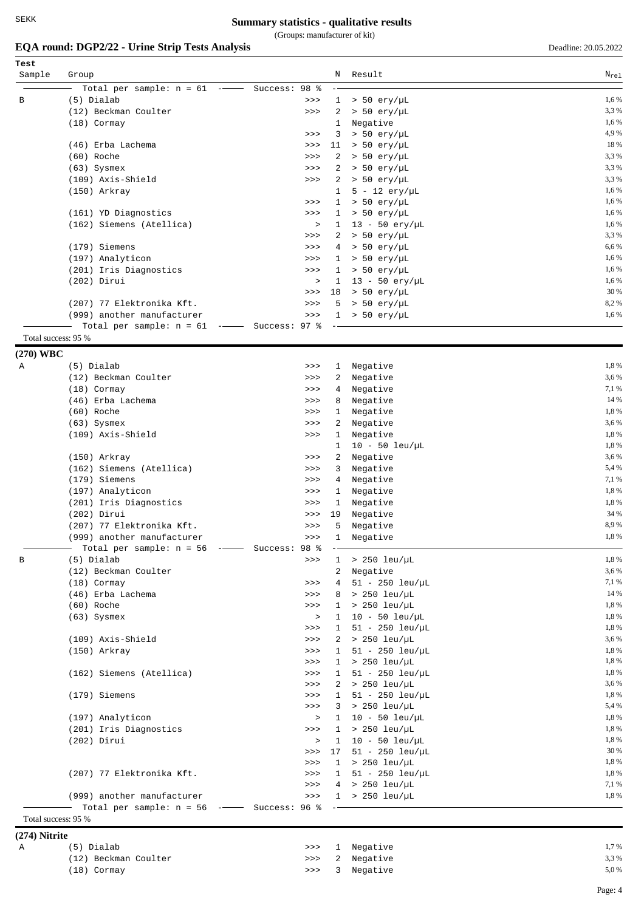# Summary statistics - qualitative results

(Groups: manufacturer of kit)

## EQA round: DGP2/22 - Urine Strip Tests Analysis

Deadline: 20.05.2022

| Sample | Group | | N | Result | $N_{rel}$ |
|---|---|---|---|---|---|
| | Total per sample: n = 61 | Success: 98 % | | | |
| B | (5) Dialab | >>> | 1 | > 50 ery/µL | 1,6 % |
| | (12) Beckman Coulter | >>> | 2 | > 50 ery/µL | 3,3 % |
| | (18) Cormay | | 1 | Negative | 1,6 % |
| | | >>> | 3 | > 50 ery/µL | 4,9 % |
| | (46) Erba Lachema | >>> | 11 | > 50 ery/µL | 18 % |
| | (60) Roche | >>> | 2 | > 50 ery/µL | 3,3 % |
| | (63) Sysmex | >>> | 2 | > 50 ery/µL | 3,3 % |
| | (109) Axis-Shield | >>> | 2 | > 50 ery/µL | 3,3 % |
| | (150) Arkray | | 1 | 5 - 12 ery/µL | 1,6 % |
| | | >>> | 1 | > 50 ery/µL | 1,6 % |
| | (161) YD Diagnostics | >>> | 1 | > 50 ery/µL | 1,6 % |
| | (162) Siemens (Atellica) | > | 1 | 13 - 50 ery/µL | 1,6 % |
| | | >>> | 2 | > 50 ery/µL | 3,3 % |
| | (179) Siemens | >>> | 4 | > 50 ery/µL | 6,6 % |
| | (197) Analyticon | >>> | 1 | > 50 ery/µL | 1,6 % |
| | (201) Iris Diagnostics | >>> | 1 | > 50 ery/µL | 1,6 % |
| | (202) Dirui | > | 1 | 13 - 50 ery/µL | 1,6 % |
| | | >>> | 18 | > 50 ery/µL | 30 % |
| | (207) 77 Elektronika Kft. | >>> | 5 | > 50 ery/µL | 8,2 % |
| | (999) another manufacturer | >>> | 1 | > 50 ery/µL | 1,6 % |
| | Total per sample: n = 61 | Success: 97 % | | | |

Total success: 95 %

### (270) WBC

| Sample | Group | | N | Result | $N_{rel}$ |
|---|---|---|---|---|---|
| A | (5) Dialab | >>> | 1 | Negative | 1,8 % |
| | (12) Beckman Coulter | >>> | 2 | Negative | 3,6 % |
| | (18) Cormay | >>> | 4 | Negative | 7,1 % |
| | (46) Erba Lachema | >>> | 8 | Negative | 14 % |
| | (60) Roche | >>> | 1 | Negative | 1,8 % |
| | (63) Sysmex | >>> | 2 | Negative | 3,6 % |
| | (109) Axis-Shield | >>> | 1 | Negative | 1,8 % |
| | | | 1 | 10 - 50 leu/µL | 1,8 % |
| | (150) Arkray | >>> | 2 | Negative | 3,6 % |
| | (162) Siemens (Atellica) | >>> | 3 | Negative | 5,4 % |
| | (179) Siemens | >>> | 4 | Negative | 7,1 % |
| | (197) Analyticon | >>> | 1 | Negative | 1,8 % |
| | (201) Iris Diagnostics | >>> | 1 | Negative | 1,8 % |
| | (202) Dirui | >>> | 19 | Negative | 34 % |
| | (207) 77 Elektronika Kft. | >>> | 5 | Negative | 8,9 % |
| | (999) another manufacturer | >>> | 1 | Negative | 1,8 % |
| | Total per sample: n = 56 | Success: 98 % | | | |
| B | (5) Dialab | >>> | 1 | > 250 leu/µL | 1,8 % |
| | (12) Beckman Coulter | | 2 | Negative | 3,6 % |
| | (18) Cormay | >>> | 4 | 51 - 250 leu/µL | 7,1 % |
| | (46) Erba Lachema | >>> | 8 | > 250 leu/µL | 14 % |
| | (60) Roche | >>> | 1 | > 250 leu/µL | 1,8 % |
| | (63) Sysmex | > | 1 | 10 - 50 leu/µL | 1,8 % |
| | | >>> | 1 | 51 - 250 leu/µL | 1,8 % |
| | (109) Axis-Shield | >>> | 2 | > 250 leu/µL | 3,6 % |
| | (150) Arkray | >>> | 1 | 51 - 250 leu/µL | 1,8 % |
| | | >>> | 1 | > 250 leu/µL | 1,8 % |
| | (162) Siemens (Atellica) | >>> | 1 | 51 - 250 leu/µL | 1,8 % |
| | | >>> | 2 | > 250 leu/µL | 3,6 % |
| | (179) Siemens | >>> | 1 | 51 - 250 leu/µL | 1,8 % |
| | | >>> | 3 | > 250 leu/µL | 5,4 % |
| | (197) Analyticon | > | 1 | 10 - 50 leu/µL | 1,8 % |
| | (201) Iris Diagnostics | >>> | 1 | > 250 leu/µL | 1,8 % |
| | (202) Dirui | > | 1 | 10 - 50 leu/µL | 1,8 % |
| | | >>> | 17 | 51 - 250 leu/µL | 30 % |
| | | >>> | 1 | > 250 leu/µL | 1,8 % |
| | (207) 77 Elektronika Kft. | >>> | 1 | 51 - 250 leu/µL | 1,8 % |
| | | >>> | 4 | > 250 leu/µL | 7,1 % |
| | (999) another manufacturer | >>> | 1 | > 250 leu/µL | 1,8 % |
| | Total per sample: n = 56 | Success: 96 % | | | |

Total success: 95 %

### (274) Nitrite

| Sample | Group | | N | Result | $N_{rel}$ |
|---|---|---|---|---|---|
| A | (5) Dialab | >>> | 1 | Negative | 1,7 % |
| | (12) Beckman Coulter | >>> | 2 | Negative | 3,3 % |
| | (18) Cormay | >>> | 3 | Negative | 5,0 % |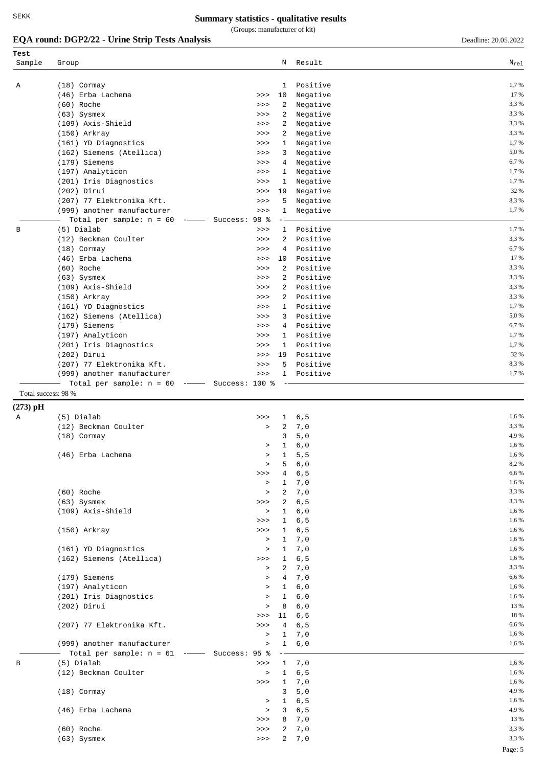# Summary statistics - qualitative results

(Groups: manufacturer of kit)

## EQA round: DGP2/22 - Urine Strip Tests Analysis

Deadline: 20.05.2022

| Test Sample | Group | | N | Result | $N_{rel}$ |
|---|---|---|---|---|---|
| A | (18) Cormay | | 1 | Positive | 1,7 % |
| | (46) Erba Lachema | >>> | 10 | Negative | 17 % |
| | (60) Roche | >>> | 2 | Negative | 3,3 % |
| | (63) Sysmex | >>> | 2 | Negative | 3,3 % |
| | (109) Axis-Shield | >>> | 2 | Negative | 3,3 % |
| | (150) Arkray | >>> | 2 | Negative | 3,3 % |
| | (161) YD Diagnostics | >>> | 1 | Negative | 1,7 % |
| | (162) Siemens (Atellica) | >>> | 3 | Negative | 5,0 % |
| | (179) Siemens | >>> | 4 | Negative | 6,7 % |
| | (197) Analyticon | >>> | 1 | Negative | 1,7 % |
| | (201) Iris Diagnostics | >>> | 1 | Negative | 1,7 % |
| | (202) Dirui | >>> | 19 | Negative | 32 % |
| | (207) 77 Elektronika Kft. | >>> | 5 | Negative | 8,3 % |
| | (999) another manufacturer | >>> | 1 | Negative | 1,7 % |
| | Total per sample: n = 60 — Success: 98 % | | | | |
| B | (5) Dialab | >>> | 1 | Positive | 1,7 % |
| | (12) Beckman Coulter | >>> | 2 | Positive | 3,3 % |
| | (18) Cormay | >>> | 4 | Positive | 6,7 % |
| | (46) Erba Lachema | >>> | 10 | Positive | 17 % |
| | (60) Roche | >>> | 2 | Positive | 3,3 % |
| | (63) Sysmex | >>> | 2 | Positive | 3,3 % |
| | (109) Axis-Shield | >>> | 2 | Positive | 3,3 % |
| | (150) Arkray | >>> | 2 | Positive | 3,3 % |
| | (161) YD Diagnostics | >>> | 1 | Positive | 1,7 % |
| | (162) Siemens (Atellica) | >>> | 3 | Positive | 5,0 % |
| | (179) Siemens | >>> | 4 | Positive | 6,7 % |
| | (197) Analyticon | >>> | 1 | Positive | 1,7 % |
| | (201) Iris Diagnostics | >>> | 1 | Positive | 1,7 % |
| | (202) Dirui | >>> | 19 | Positive | 32 % |
| | (207) 77 Elektronika Kft. | >>> | 5 | Positive | 8,3 % |
| | (999) another manufacturer | >>> | 1 | Positive | 1,7 % |
| | Total per sample: n = 60 — Success: 100 % | | | | |

Total success: 98 %

### (273) pH

| Test Sample | Group | | N | Result | $N_{rel}$ |
|---|---|---|---|---|---|
| A | (5) Dialab | >>> | 1 | 6,5 | 1,6 % |
| | (12) Beckman Coulter | > | 2 | 7,0 | 3,3 % |
| | (18) Cormay | | 3 | 5,0 | 4,9 % |
| | | > | 1 | 6,0 | 1,6 % |
| | (46) Erba Lachema | > | 1 | 5,5 | 1,6 % |
| | | > | 5 | 6,0 | 8,2 % |
| | | >>> | 4 | 6,5 | 6,6 % |
| | | > | 1 | 7,0 | 1,6 % |
| | (60) Roche | > | 2 | 7,0 | 3,3 % |
| | (63) Sysmex | >>> | 2 | 6,5 | 3,3 % |
| | (109) Axis-Shield | > | 1 | 6,0 | 1,6 % |
| | | >>> | 1 | 6,5 | 1,6 % |
| | (150) Arkray | >>> | 1 | 6,5 | 1,6 % |
| | | > | 1 | 7,0 | 1,6 % |
| | (161) YD Diagnostics | > | 1 | 7,0 | 1,6 % |
| | (162) Siemens (Atellica) | >>> | 1 | 6,5 | 1,6 % |
| | | > | 2 | 7,0 | 3,3 % |
| | (179) Siemens | > | 4 | 7,0 | 6,6 % |
| | (197) Analyticon | > | 1 | 6,0 | 1,6 % |
| | (201) Iris Diagnostics | > | 1 | 6,0 | 1,6 % |
| | (202) Dirui | > | 8 | 6,0 | 13 % |
| | | >>> | 11 | 6,5 | 18 % |
| | (207) 77 Elektronika Kft. | >>> | 4 | 6,5 | 6,6 % |
| | | > | 1 | 7,0 | 1,6 % |
| | (999) another manufacturer | > | 1 | 6,0 | 1,6 % |
| | Total per sample: n = 61 — Success: 95 % | | | | |
| B | (5) Dialab | >>> | 1 | 7,0 | 1,6 % |
| | (12) Beckman Coulter | > | 1 | 6,5 | 1,6 % |
| | | >>> | 1 | 7,0 | 1,6 % |
| | (18) Cormay | | 3 | 5,0 | 4,9 % |
| | | > | 1 | 6,5 | 1,6 % |
| | (46) Erba Lachema | > | 3 | 6,5 | 4,9 % |
| | | >>> | 8 | 7,0 | 13 % |
| | (60) Roche | >>> | 2 | 7,0 | 3,3 % |
| | (63) Sysmex | >>> | 2 | 7,0 | 3,3 % |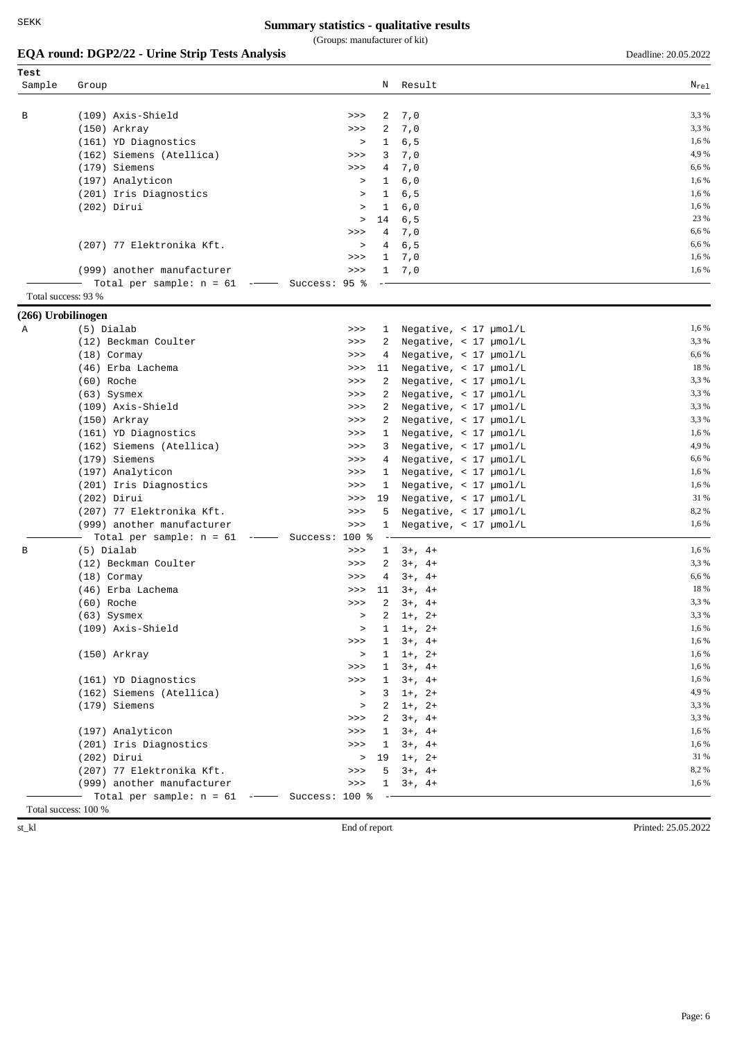SEKK

# Summary statistics - qualitative results

(Groups: manufacturer of kit)

## EQA round: DGP2/22 - Urine Strip Tests Analysis

Deadline: 20.05.2022

| Test Sample | Group | | N | Result | $N_{rel}$ |
|---|---|---|---|---|---|
| B | (109) Axis-Shield | >>> | 2 | 7,0 | 3,3 % |
| | (150) Arkray | >>> | 2 | 7,0 | 3,3 % |
| | (161) YD Diagnostics | > | 1 | 6,5 | 1,6 % |
| | (162) Siemens (Atellica) | >>> | 3 | 7,0 | 4,9 % |
| | (179) Siemens | >>> | 4 | 7,0 | 6,6 % |
| | (197) Analyticon | > | 1 | 6,0 | 1,6 % |
| | (201) Iris Diagnostics | > | 1 | 6,5 | 1,6 % |
| | (202) Dirui | > | 1 | 6,0 | 1,6 % |
| | | > | 14 | 6,5 | 23 % |
| | | >>> | 4 | 7,0 | 6,6 % |
| | (207) 77 Elektronika Kft. | > | 4 | 6,5 | 6,6 % |
| | | >>> | 1 | 7,0 | 1,6 % |
| | (999) another manufacturer | >>> | 1 | 7,0 | 1,6 % |
| | Total per sample: n = 61 | Success: 95 % | | | |

Total success: 93 %

### (266) Urobilinogen

| Test Sample | Group | | N | Result | $N_{rel}$ |
|---|---|---|---|---|---|
| A | (5) Dialab | >>> | 1 | Negative, < 17 µmol/L | 1,6 % |
| | (12) Beckman Coulter | >>> | 2 | Negative, < 17 µmol/L | 3,3 % |
| | (18) Cormay | >>> | 4 | Negative, < 17 µmol/L | 6,6 % |
| | (46) Erba Lachema | >>> | 11 | Negative, < 17 µmol/L | 18 % |
| | (60) Roche | >>> | 2 | Negative, < 17 µmol/L | 3,3 % |
| | (63) Sysmex | >>> | 2 | Negative, < 17 µmol/L | 3,3 % |
| | (109) Axis-Shield | >>> | 2 | Negative, < 17 µmol/L | 3,3 % |
| | (150) Arkray | >>> | 2 | Negative, < 17 µmol/L | 3,3 % |
| | (161) YD Diagnostics | >>> | 1 | Negative, < 17 µmol/L | 1,6 % |
| | (162) Siemens (Atellica) | >>> | 3 | Negative, < 17 µmol/L | 4,9 % |
| | (179) Siemens | >>> | 4 | Negative, < 17 µmol/L | 6,6 % |
| | (197) Analyticon | >>> | 1 | Negative, < 17 µmol/L | 1,6 % |
| | (201) Iris Diagnostics | >>> | 1 | Negative, < 17 µmol/L | 1,6 % |
| | (202) Dirui | >>> | 19 | Negative, < 17 µmol/L | 31 % |
| | (207) 77 Elektronika Kft. | >>> | 5 | Negative, < 17 µmol/L | 8,2 % |
| | (999) another manufacturer | >>> | 1 | Negative, < 17 µmol/L | 1,6 % |
| | Total per sample: n = 61 | Success: 100 % | | | |
| B | (5) Dialab | >>> | 1 | 3+, 4+ | 1,6 % |
| | (12) Beckman Coulter | >>> | 2 | 3+, 4+ | 3,3 % |
| | (18) Cormay | >>> | 4 | 3+, 4+ | 6,6 % |
| | (46) Erba Lachema | >>> | 11 | 3+, 4+ | 18 % |
| | (60) Roche | >>> | 2 | 3+, 4+ | 3,3 % |
| | (63) Sysmex | > | 2 | 1+, 2+ | 3,3 % |
| | (109) Axis-Shield | > | 1 | 1+, 2+ | 1,6 % |
| | | >>> | 1 | 3+, 4+ | 1,6 % |
| | (150) Arkray | > | 1 | 1+, 2+ | 1,6 % |
| | | >>> | 1 | 3+, 4+ | 1,6 % |
| | (161) YD Diagnostics | >>> | 1 | 3+, 4+ | 1,6 % |
| | (162) Siemens (Atellica) | > | 3 | 1+, 2+ | 4,9 % |
| | (179) Siemens | > | 2 | 1+, 2+ | 3,3 % |
| | | >>> | 2 | 3+, 4+ | 3,3 % |
| | (197) Analyticon | >>> | 1 | 3+, 4+ | 1,6 % |
| | (201) Iris Diagnostics | >>> | 1 | 3+, 4+ | 1,6 % |
| | (202) Dirui | > | 19 | 1+, 2+ | 31 % |
| | (207) 77 Elektronika Kft. | >>> | 5 | 3+, 4+ | 8,2 % |
| | (999) another manufacturer | >>> | 1 | 3+, 4+ | 1,6 % |
| | Total per sample: n = 61 | Success: 100 % | | | |

Total success: 100 %

st_kl — End of report — Printed: 25.05.2022